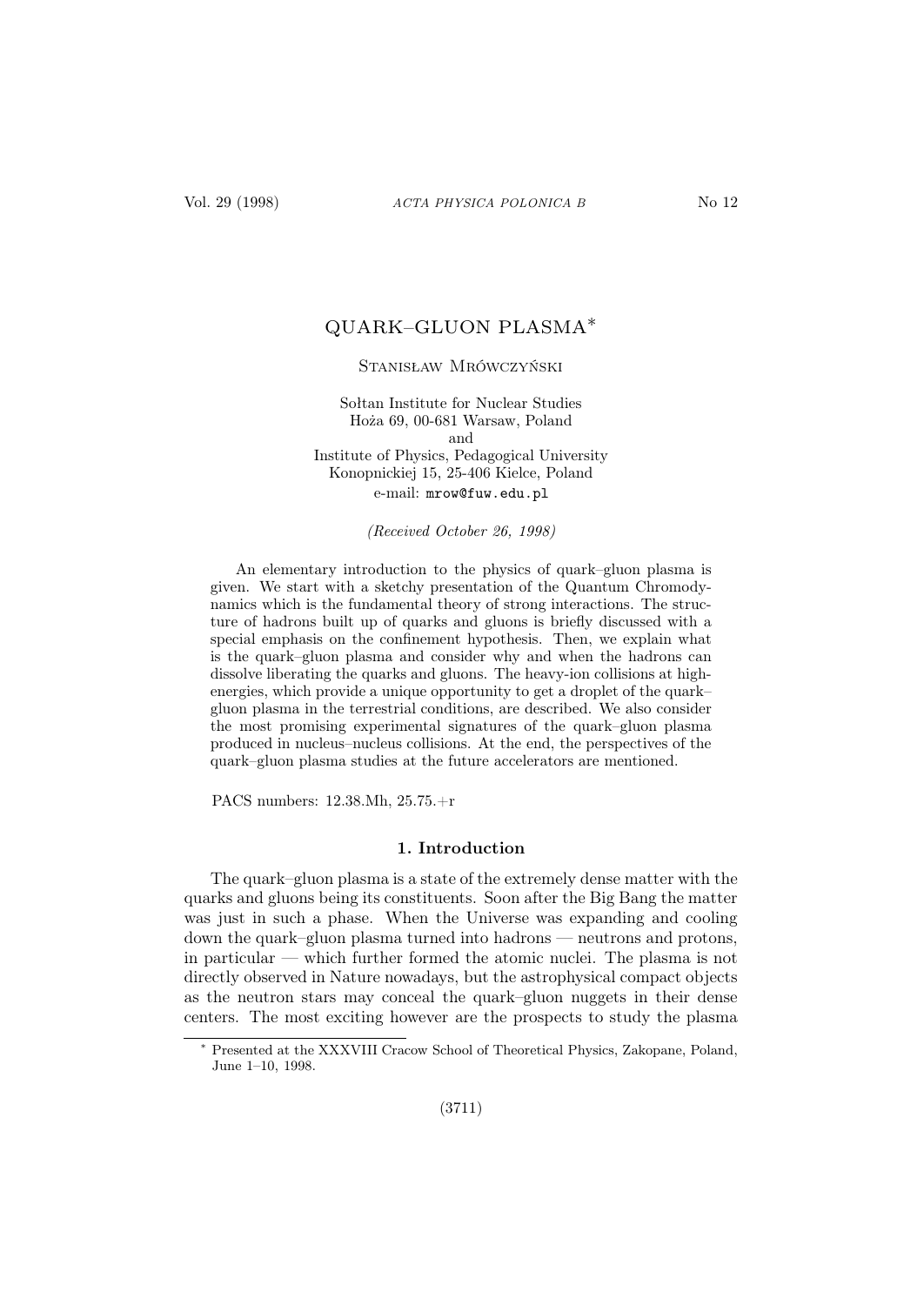# QUARK–GLUON PLASMA*

Stanisław Mrówczyński

Sołtan Institute for Nuclear Studies
Hoża 69, 00-681 Warsaw, Poland
and
Institute of Physics, Pedagogical University
Konopnickiej 15, 25-406 Kielce, Poland
e-mail: mrow@fuw.edu.pl

*(Received October 26, 1998)*

An elementary introduction to the physics of quark–gluon plasma is given. We start with a sketchy presentation of the Quantum Chromodynamics which is the fundamental theory of strong interactions. The structure of hadrons built up of quarks and gluons is briefly discussed with a special emphasis on the confinement hypothesis. Then, we explain what is the quark–gluon plasma and consider why and when the hadrons can dissolve liberating the quarks and gluons. The heavy-ion collisions at high-energies, which provide a unique opportunity to get a droplet of the quark–gluon plasma in the terrestrial conditions, are described. We also consider the most promising experimental signatures of the quark–gluon plasma produced in nucleus–nucleus collisions. At the end, the perspectives of the quark–gluon plasma studies at the future accelerators are mentioned.

PACS numbers: 12.38.Mh, 25.75.+r

## 1. Introduction

The quark–gluon plasma is a state of the extremely dense matter with the quarks and gluons being its constituents. Soon after the Big Bang the matter was just in such a phase. When the Universe was expanding and cooling down the quark–gluon plasma turned into hadrons — neutrons and protons, in particular — which further formed the atomic nuclei. The plasma is not directly observed in Nature nowadays, but the astrophysical compact objects as the neutron stars may conceal the quark–gluon nuggets in their dense centers. The most exciting however are the prospects to study the plasma

* Presented at the XXXVIII Cracow School of Theoretical Physics, Zakopane, Poland, June 1–10, 1998.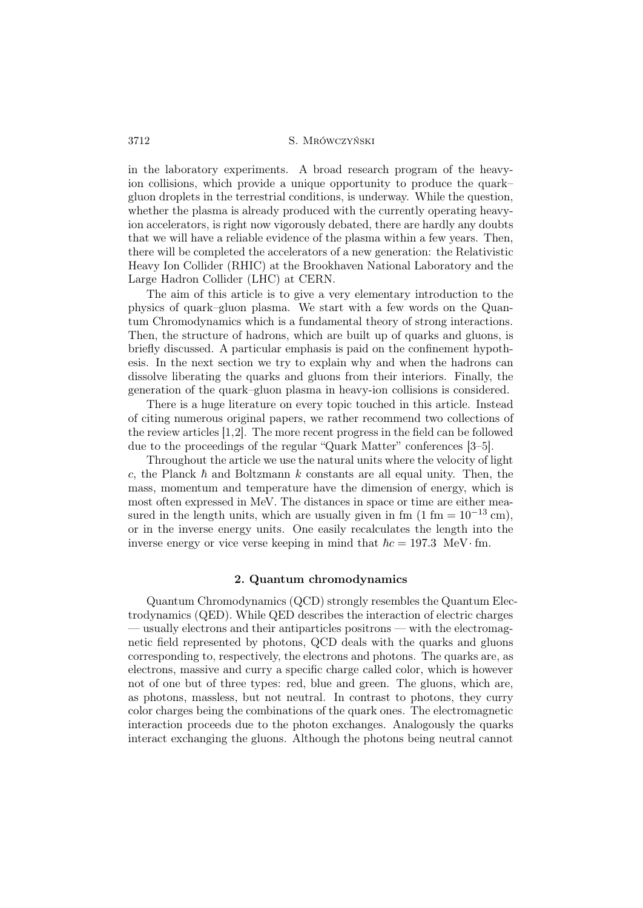in the laboratory experiments. A broad research program of the heavy-ion collisions, which provide a unique opportunity to produce the quark–gluon droplets in the terrestrial conditions, is underway. While the question, whether the plasma is already produced with the currently operating heavy-ion accelerators, is right now vigorously debated, there are hardly any doubts that we will have a reliable evidence of the plasma within a few years. Then, there will be completed the accelerators of a new generation: the Relativistic Heavy Ion Collider (RHIC) at the Brookhaven National Laboratory and the Large Hadron Collider (LHC) at CERN.

The aim of this article is to give a very elementary introduction to the physics of quark–gluon plasma. We start with a few words on the Quantum Chromodynamics which is a fundamental theory of strong interactions. Then, the structure of hadrons, which are built up of quarks and gluons, is briefly discussed. A particular emphasis is paid on the confinement hypothesis. In the next section we try to explain why and when the hadrons can dissolve liberating the quarks and gluons from their interiors. Finally, the generation of the quark–gluon plasma in heavy-ion collisions is considered.

There is a huge literature on every topic touched in this article. Instead of citing numerous original papers, we rather recommend two collections of the review articles [1,2]. The more recent progress in the field can be followed due to the proceedings of the regular "Quark Matter" conferences [3–5].

Throughout the article we use the natural units where the velocity of light $c$, the Planck $\hbar$ and Boltzmann $k$ constants are all equal unity. Then, the mass, momentum and temperature have the dimension of energy, which is most often expressed in MeV. The distances in space or time are either measured in the length units, which are usually given in fm ($1 \text{ fm} = 10^{-13}$ cm), or in the inverse energy units. One easily recalculates the length into the inverse energy or vice verse keeping in mind that $\hbar c = 197.3$ MeV$\cdot$ fm.

## 2. Quantum chromodynamics

Quantum Chromodynamics (QCD) strongly resembles the Quantum Electrodynamics (QED). While QED describes the interaction of electric charges — usually electrons and their antiparticles positrons — with the electromagnetic field represented by photons, QCD deals with the quarks and gluons corresponding to, respectively, the electrons and photons. The quarks are, as electrons, massive and curry a specific charge called color, which is however not of one but of three types: red, blue and green. The gluons, which are, as photons, massless, but not neutral. In contrast to photons, they curry color charges being the combinations of the quark ones. The electromagnetic interaction proceeds due to the photon exchanges. Analogously the quarks interact exchanging the gluons. Although the photons being neutral cannot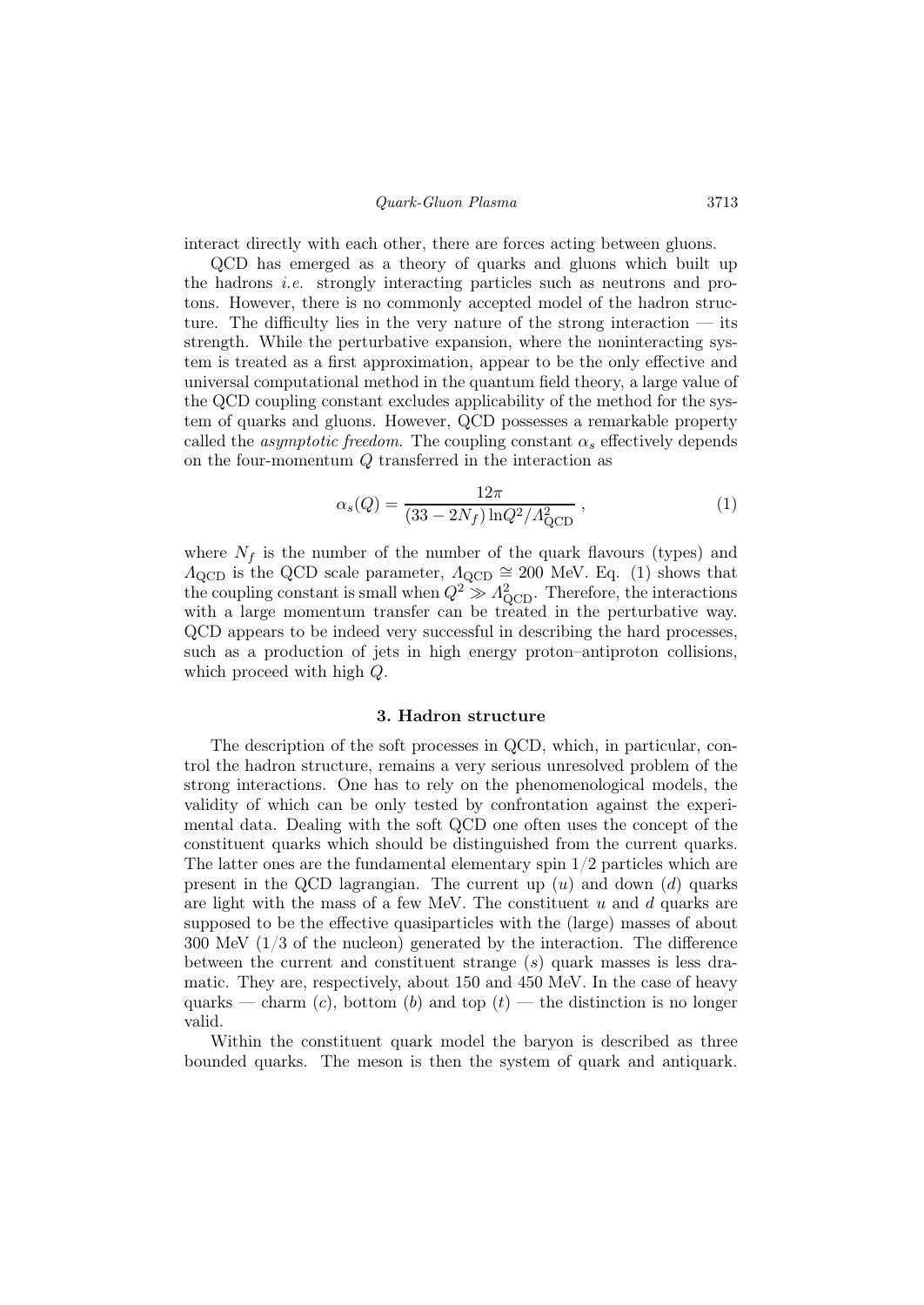interact directly with each other, there are forces acting between gluons.

QCD has emerged as a theory of quarks and gluons which built up the hadrons *i.e.* strongly interacting particles such as neutrons and protons. However, there is no commonly accepted model of the hadron structure. The difficulty lies in the very nature of the strong interaction — its strength. While the perturbative expansion, where the noninteracting system is treated as a first approximation, appear to be the only effective and universal computational method in the quantum field theory, a large value of the QCD coupling constant excludes applicability of the method for the system of quarks and gluons. However, QCD possesses a remarkable property called the *asymptotic freedom*. The coupling constant $\alpha_s$ effectively depends on the four-momentum $Q$ transferred in the interaction as

$$\alpha_s(Q) = \frac{12\pi}{(33 - 2N_f)\ln Q^2/\Lambda_{\rm QCD}^2}\,, \tag{1}$$

where $N_f$ is the number of the number of the quark flavours (types) and $\Lambda_{\rm QCD}$ is the QCD scale parameter, $\Lambda_{\rm QCD} \cong 200$ MeV. Eq. (1) shows that the coupling constant is small when $Q^2 \gg \Lambda_{\rm QCD}^2$. Therefore, the interactions with a large momentum transfer can be treated in the perturbative way. QCD appears to be indeed very successful in describing the hard processes, such as a production of jets in high energy proton–antiproton collisions, which proceed with high $Q$.

## 3. Hadron structure

The description of the soft processes in QCD, which, in particular, control the hadron structure, remains a very serious unresolved problem of the strong interactions. One has to rely on the phenomenological models, the validity of which can be only tested by confrontation against the experimental data. Dealing with the soft QCD one often uses the concept of the constituent quarks which should be distinguished from the current quarks. The latter ones are the fundamental elementary spin 1/2 particles which are present in the QCD lagrangian. The current up ($u$) and down ($d$) quarks are light with the mass of a few MeV. The constituent $u$ and $d$ quarks are supposed to be the effective quasiparticles with the (large) masses of about 300 MeV (1/3 of the nucleon) generated by the interaction. The difference between the current and constituent strange ($s$) quark masses is less dramatic. They are, respectively, about 150 and 450 MeV. In the case of heavy quarks — charm ($c$), bottom ($b$) and top ($t$) — the distinction is no longer valid.

Within the constituent quark model the baryon is described as three bounded quarks. The meson is then the system of quark and antiquark.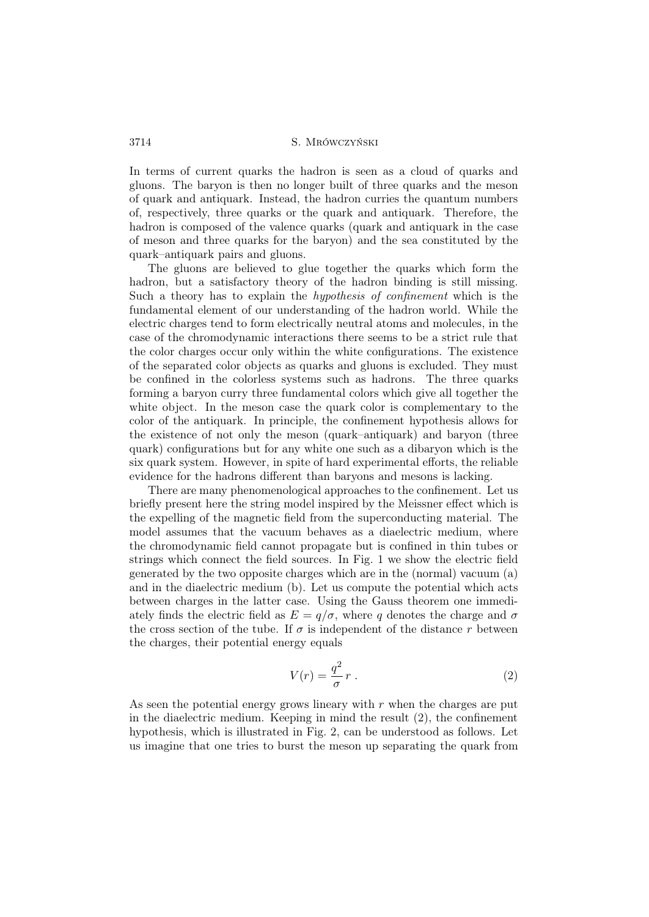In terms of current quarks the hadron is seen as a cloud of quarks and gluons. The baryon is then no longer built of three quarks and the meson of quark and antiquark. Instead, the hadron curries the quantum numbers of, respectively, three quarks or the quark and antiquark. Therefore, the hadron is composed of the valence quarks (quark and antiquark in the case of meson and three quarks for the baryon) and the sea constituted by the quark–antiquark pairs and gluons.

The gluons are believed to glue together the quarks which form the hadron, but a satisfactory theory of the hadron binding is still missing. Such a theory has to explain the *hypothesis of confinement* which is the fundamental element of our understanding of the hadron world. While the electric charges tend to form electrically neutral atoms and molecules, in the case of the chromodynamic interactions there seems to be a strict rule that the color charges occur only within the white configurations. The existence of the separated color objects as quarks and gluons is excluded. They must be confined in the colorless systems such as hadrons. The three quarks forming a baryon curry three fundamental colors which give all together the white object. In the meson case the quark color is complementary to the color of the antiquark. In principle, the confinement hypothesis allows for the existence of not only the meson (quark–antiquark) and baryon (three quark) configurations but for any white one such as a dibaryon which is the six quark system. However, in spite of hard experimental efforts, the reliable evidence for the hadrons different than baryons and mesons is lacking.

There are many phenomenological approaches to the confinement. Let us briefly present here the string model inspired by the Meissner effect which is the expelling of the magnetic field from the superconducting material. The model assumes that the vacuum behaves as a diaelectric medium, where the chromodynamic field cannot propagate but is confined in thin tubes or strings which connect the field sources. In Fig. 1 we show the electric field generated by the two opposite charges which are in the (normal) vacuum (a) and in the diaelectric medium (b). Let us compute the potential which acts between charges in the latter case. Using the Gauss theorem one immediately finds the electric field as $E = q/\sigma$, where $q$ denotes the charge and $\sigma$ the cross section of the tube. If $\sigma$ is independent of the distance $r$ between the charges, their potential energy equals

$$V(r) = \frac{q^2}{\sigma}\, r \; . \tag{2}$$

As seen the potential energy grows lineary with $r$ when the charges are put in the diaelectric medium. Keeping in mind the result (2), the confinement hypothesis, which is illustrated in Fig. 2, can be understood as follows. Let us imagine that one tries to burst the meson up separating the quark from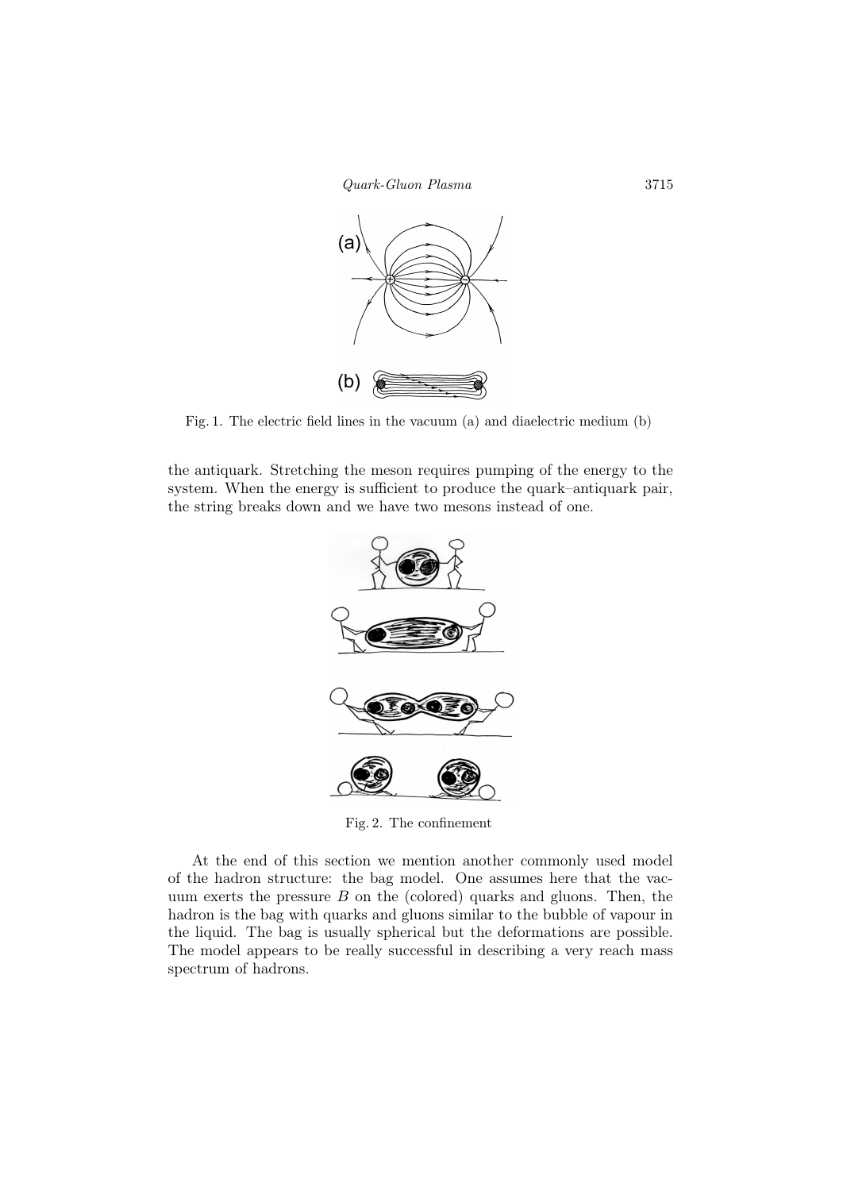Fig. 1. The electric field lines in the vacuum (a) and diaelectric medium (b)

the antiquark. Stretching the meson requires pumping of the energy to the system. When the energy is sufficient to produce the quark–antiquark pair, the string breaks down and we have two mesons instead of one.

Fig. 2. The confinement

At the end of this section we mention another commonly used model of the hadron structure: the bag model. One assumes here that the vacuum exerts the pressure $B$ on the (colored) quarks and gluons. Then, the hadron is the bag with quarks and gluons similar to the bubble of vapour in the liquid. The bag is usually spherical but the deformations are possible. The model appears to be really successful in describing a very reach mass spectrum of hadrons.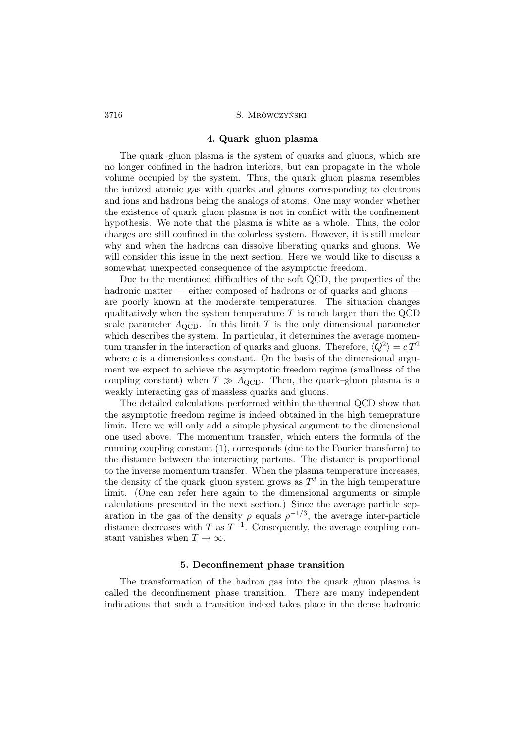## 4. Quark–gluon plasma

The quark–gluon plasma is the system of quarks and gluons, which are no longer confined in the hadron interiors, but can propagate in the whole volume occupied by the system. Thus, the quark–gluon plasma resembles the ionized atomic gas with quarks and gluons corresponding to electrons and ions and hadrons being the analogs of atoms. One may wonder whether the existence of quark–gluon plasma is not in conflict with the confinement hypothesis. We note that the plasma is white as a whole. Thus, the color charges are still confined in the colorless system. However, it is still unclear why and when the hadrons can dissolve liberating quarks and gluons. We will consider this issue in the next section. Here we would like to discuss a somewhat unexpected consequence of the asymptotic freedom.

Due to the mentioned difficulties of the soft QCD, the properties of the hadronic matter — either composed of hadrons or of quarks and gluons — are poorly known at the moderate temperatures. The situation changes qualitatively when the system temperature $T$ is much larger than the QCD scale parameter $\Lambda_{\rm QCD}$. In this limit $T$ is the only dimensional parameter which describes the system. In particular, it determines the average momentum transfer in the interaction of quarks and gluons. Therefore, $\langle Q^2 \rangle = c\,T^2$ where $c$ is a dimensionless constant. On the basis of the dimensional argument we expect to achieve the asymptotic freedom regime (smallness of the coupling constant) when $T \gg \Lambda_{\rm QCD}$. Then, the quark–gluon plasma is a weakly interacting gas of massless quarks and gluons.

The detailed calculations performed within the thermal QCD show that the asymptotic freedom regime is indeed obtained in the high temeprature limit. Here we will only add a simple physical argument to the dimensional one used above. The momentum transfer, which enters the formula of the running coupling constant (1), corresponds (due to the Fourier transform) to the distance between the interacting partons. The distance is proportional to the inverse momentum transfer. When the plasma temperature increases, the density of the quark–gluon system grows as $T^3$ in the high temperature limit. (One can refer here again to the dimensional arguments or simple calculations presented in the next section.) Since the average particle separation in the gas of the density $\rho$ equals $\rho^{-1/3}$, the average inter-particle distance decreases with $T$ as $T^{-1}$. Consequently, the average coupling constant vanishes when $T \rightarrow \infty$.

## 5. Deconfinement phase transition

The transformation of the hadron gas into the quark–gluon plasma is called the deconfinement phase transition. There are many independent indications that such a transition indeed takes place in the dense hadronic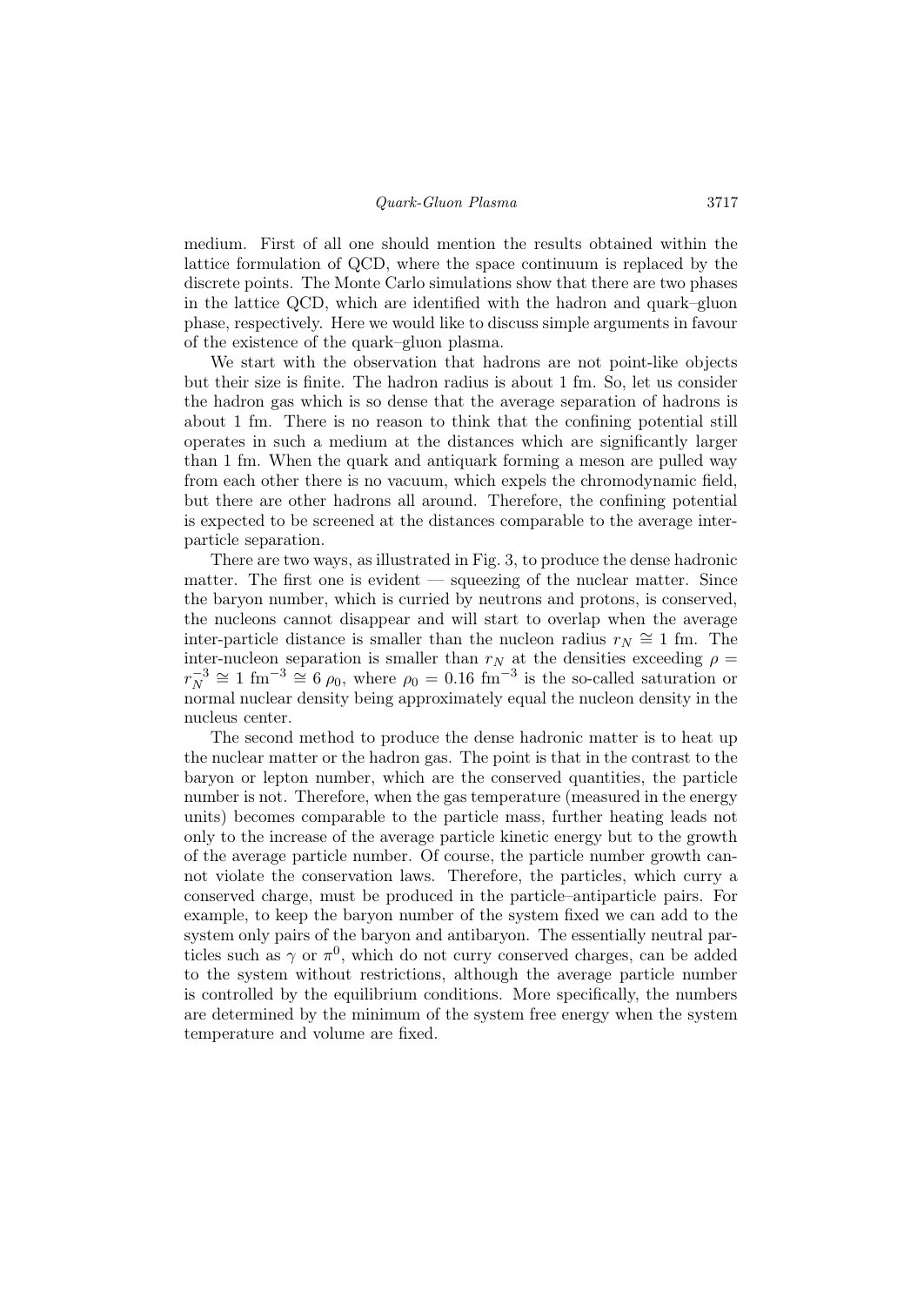medium. First of all one should mention the results obtained within the lattice formulation of QCD, where the space continuum is replaced by the discrete points. The Monte Carlo simulations show that there are two phases in the lattice QCD, which are identified with the hadron and quark–gluon phase, respectively. Here we would like to discuss simple arguments in favour of the existence of the quark–gluon plasma.

We start with the observation that hadrons are not point-like objects but their size is finite. The hadron radius is about 1 fm. So, let us consider the hadron gas which is so dense that the average separation of hadrons is about 1 fm. There is no reason to think that the confining potential still operates in such a medium at the distances which are significantly larger than 1 fm. When the quark and antiquark forming a meson are pulled way from each other there is no vacuum, which expels the chromodynamic field, but there are other hadrons all around. Therefore, the confining potential is expected to be screened at the distances comparable to the average inter-particle separation.

There are two ways, as illustrated in Fig. 3, to produce the dense hadronic matter. The first one is evident — squeezing of the nuclear matter. Since the baryon number, which is curried by neutrons and protons, is conserved, the nucleons cannot disappear and will start to overlap when the average inter-particle distance is smaller than the nucleon radius $r_N \cong 1$ fm. The inter-nucleon separation is smaller than $r_N$ at the densities exceeding $\rho = r_N^{-3} \cong 1 \text{ fm}^{-3} \cong 6\,\rho_0$, where $\rho_0 = 0.16 \text{ fm}^{-3}$ is the so-called saturation or normal nuclear density being approximately equal the nucleon density in the nucleus center.

The second method to produce the dense hadronic matter is to heat up the nuclear matter or the hadron gas. The point is that in the contrast to the baryon or lepton number, which are the conserved quantities, the particle number is not. Therefore, when the gas temperature (measured in the energy units) becomes comparable to the particle mass, further heating leads not only to the increase of the average particle kinetic energy but to the growth of the average particle number. Of course, the particle number growth cannot violate the conservation laws. Therefore, the particles, which curry a conserved charge, must be produced in the particle–antiparticle pairs. For example, to keep the baryon number of the system fixed we can add to the system only pairs of the baryon and antibaryon. The essentially neutral particles such as $\gamma$ or $\pi^0$, which do not curry conserved charges, can be added to the system without restrictions, although the average particle number is controlled by the equilibrium conditions. More specifically, the numbers are determined by the minimum of the system free energy when the system temperature and volume are fixed.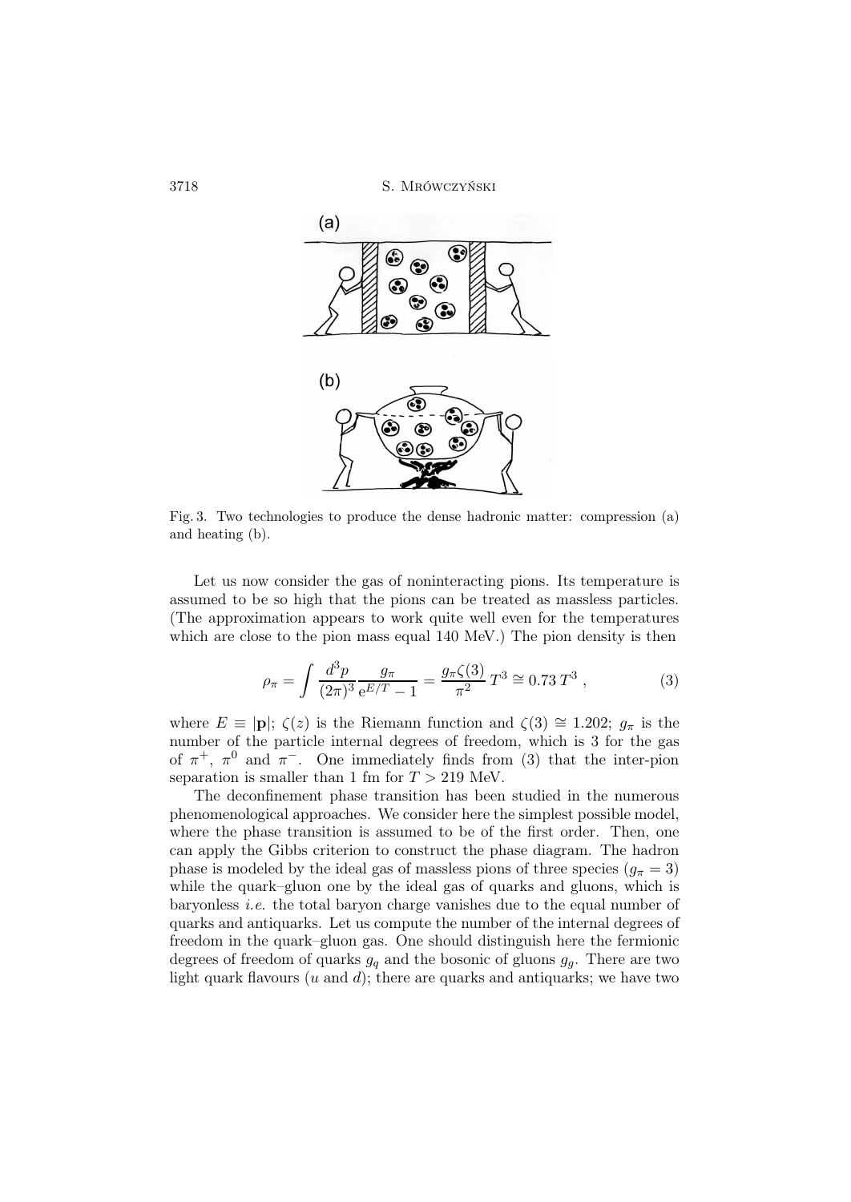Fig. 3. Two technologies to produce the dense hadronic matter: compression (a) and heating (b).

Let us now consider the gas of noninteracting pions. Its temperature is assumed to be so high that the pions can be treated as massless particles. (The approximation appears to work quite well even for the temperatures which are close to the pion mass equal 140 MeV.) The pion density is then

$$\rho_\pi = \int \frac{d^3p}{(2\pi)^3} \frac{g_\pi}{e^{E/T} - 1} = \frac{g_\pi \zeta(3)}{\pi^2} T^3 \cong 0.73\, T^3 \,, \tag{3}$$

where $E \equiv |\mathbf{p}|$; $\zeta(z)$ is the Riemann function and $\zeta(3) \cong 1.202$; $g_\pi$ is the number of the particle internal degrees of freedom, which is 3 for the gas of $\pi^+$, $\pi^0$ and $\pi^-$. One immediately finds from (3) that the inter-pion separation is smaller than 1 fm for $T > 219$ MeV.

The deconfinement phase transition has been studied in the numerous phenomenological approaches. We consider here the simplest possible model, where the phase transition is assumed to be of the first order. Then, one can apply the Gibbs criterion to construct the phase diagram. The hadron phase is modeled by the ideal gas of massless pions of three species ($g_\pi = 3$) while the quark–gluon one by the ideal gas of quarks and gluons, which is baryonless *i.e.* the total baryon charge vanishes due to the equal number of quarks and antiquarks. Let us compute the number of the internal degrees of freedom in the quark–gluon gas. One should distinguish here the fermionic degrees of freedom of quarks $g_q$ and the bosonic of gluons $g_g$. There are two light quark flavours ($u$ and $d$); there are quarks and antiquarks; we have two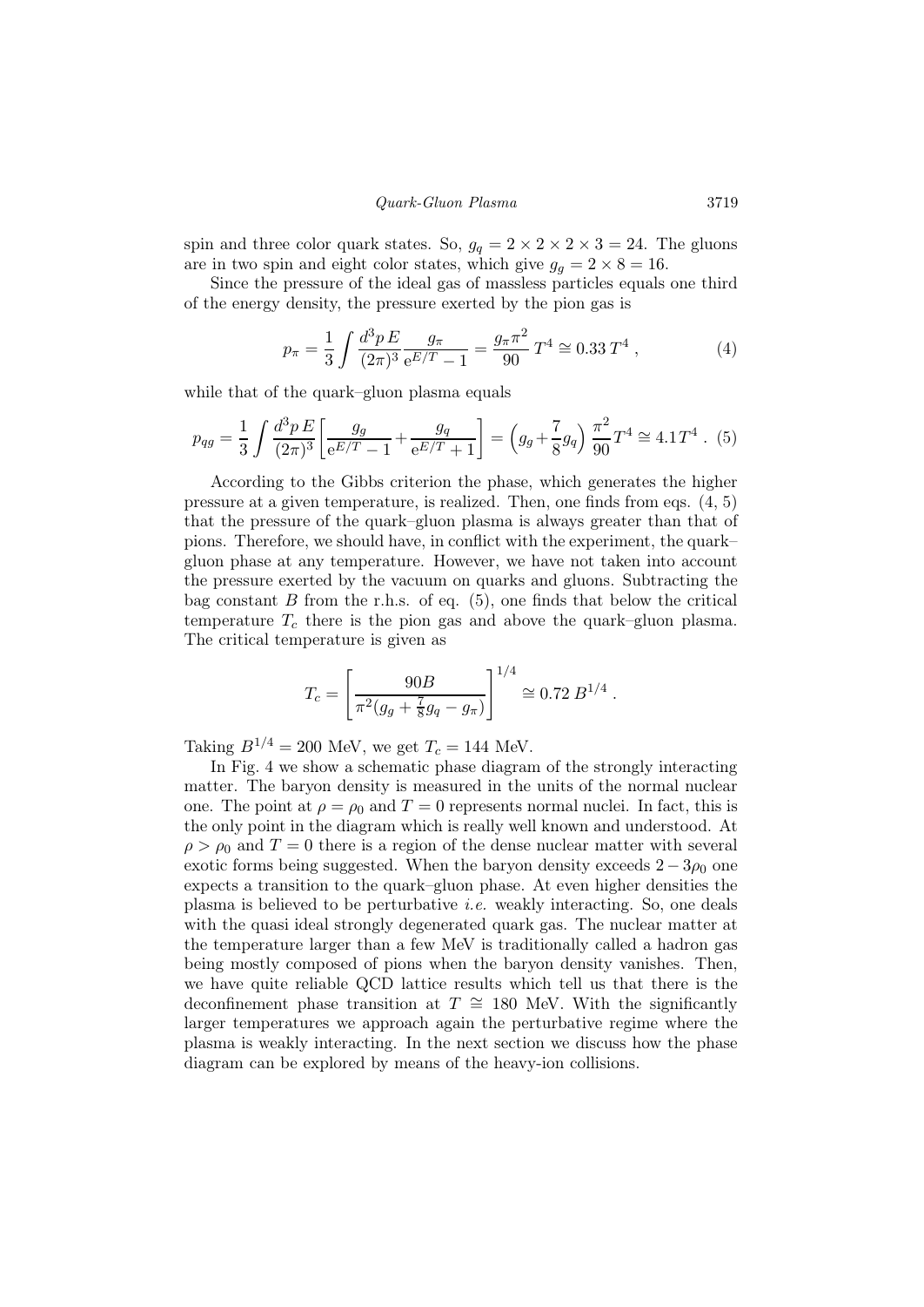spin and three color quark states. So, $g_q = 2 \times 2 \times 2 \times 3 = 24$. The gluons are in two spin and eight color states, which give $g_g = 2 \times 8 = 16$.

Since the pressure of the ideal gas of massless particles equals one third of the energy density, the pressure exerted by the pion gas is

$$p_\pi = \frac{1}{3} \int \frac{d^3p\, E}{(2\pi)^3} \frac{g_\pi}{e^{E/T} - 1} = \frac{g_\pi \pi^2}{90}\, T^4 \cong 0.33\, T^4 \,, \tag{4}$$

while that of the quark–gluon plasma equals

$$p_{qg} = \frac{1}{3} \int \frac{d^3p\, E}{(2\pi)^3} \left[ \frac{g_g}{e^{E/T} - 1} + \frac{g_q}{e^{E/T} + 1} \right] = \Big( g_g + \frac{7}{8} g_q \Big) \frac{\pi^2}{90} T^4 \cong 4.1 T^4 \,. \tag{5}$$

According to the Gibbs criterion the phase, which generates the higher pressure at a given temperature, is realized. Then, one finds from eqs. (4, 5) that the pressure of the quark–gluon plasma is always greater than that of pions. Therefore, we should have, in conflict with the experiment, the quark–gluon phase at any temperature. However, we have not taken into account the pressure exerted by the vacuum on quarks and gluons. Subtracting the bag constant $B$ from the r.h.s. of eq. (5), one finds that below the critical temperature $T_c$ there is the pion gas and above the quark–gluon plasma. The critical temperature is given as

$$T_c = \left[ \frac{90B}{\pi^2 (g_g + \frac{7}{8} g_q - g_\pi)} \right]^{1/4} \cong 0.72\, B^{1/4} \,.$$

Taking $B^{1/4} = 200$ MeV, we get $T_c = 144$ MeV.

In Fig. 4 we show a schematic phase diagram of the strongly interacting matter. The baryon density is measured in the units of the normal nuclear one. The point at $\rho = \rho_0$ and $T = 0$ represents normal nuclei. In fact, this is the only point in the diagram which is really well known and understood. At $\rho > \rho_0$ and $T = 0$ there is a region of the dense nuclear matter with several exotic forms being suggested. When the baryon density exceeds $2 - 3\rho_0$ one expects a transition to the quark–gluon phase. At even higher densities the plasma is believed to be perturbative *i.e.* weakly interacting. So, one deals with the quasi ideal strongly degenerated quark gas. The nuclear matter at the temperature larger than a few MeV is traditionally called a hadron gas being mostly composed of pions when the baryon density vanishes. Then, we have quite reliable QCD lattice results which tell us that there is the deconfinement phase transition at $T \cong 180$ MeV. With the significantly larger temperatures we approach again the perturbative regime where the plasma is weakly interacting. In the next section we discuss how the phase diagram can be explored by means of the heavy-ion collisions.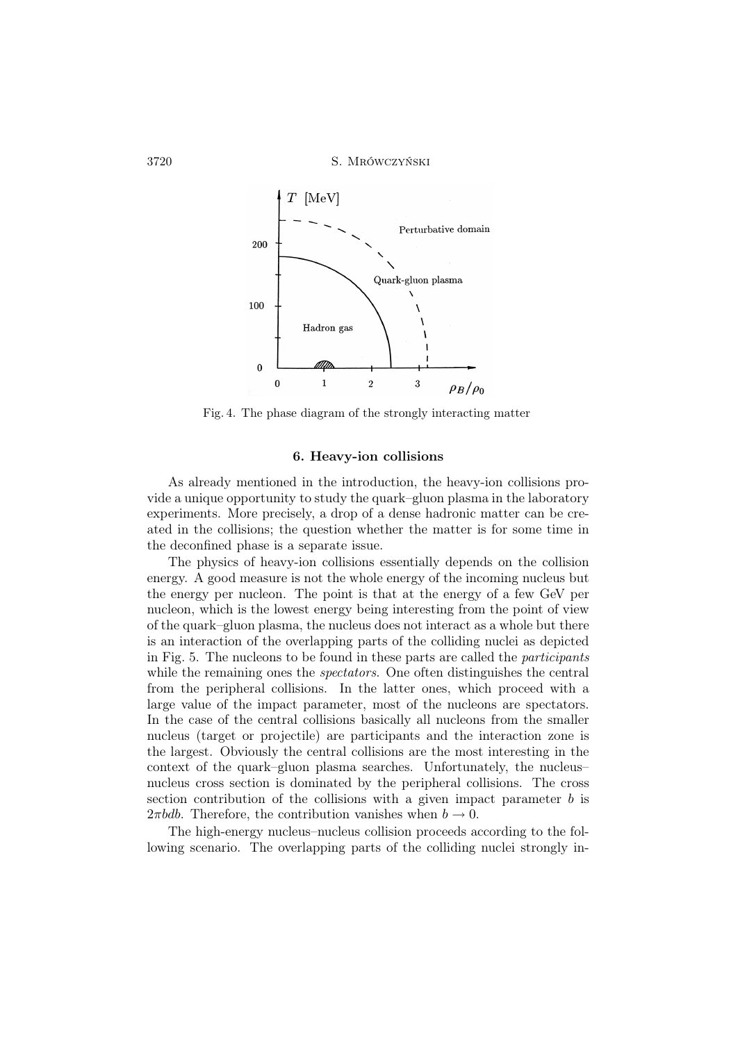Fig. 4. The phase diagram of the strongly interacting matter

## 6. Heavy-ion collisions

As already mentioned in the introduction, the heavy-ion collisions provide a unique opportunity to study the quark–gluon plasma in the laboratory experiments. More precisely, a drop of a dense hadronic matter can be created in the collisions; the question whether the matter is for some time in the deconfined phase is a separate issue.

The physics of heavy-ion collisions essentially depends on the collision energy. A good measure is not the whole energy of the incoming nucleus but the energy per nucleon. The point is that at the energy of a few GeV per nucleon, which is the lowest energy being interesting from the point of view of the quark–gluon plasma, the nucleus does not interact as a whole but there is an interaction of the overlapping parts of the colliding nuclei as depicted in Fig. 5. The nucleons to be found in these parts are called the *participants* while the remaining ones the *spectators*. One often distinguishes the central from the peripheral collisions. In the latter ones, which proceed with a large value of the impact parameter, most of the nucleons are spectators. In the case of the central collisions basically all nucleons from the smaller nucleus (target or projectile) are participants and the interaction zone is the largest. Obviously the central collisions are the most interesting in the context of the quark–gluon plasma searches. Unfortunately, the nucleus–nucleus cross section is dominated by the peripheral collisions. The cross section contribution of the collisions with a given impact parameter $b$ is $2\pi b db$. Therefore, the contribution vanishes when $b \to 0$.

The high-energy nucleus–nucleus collision proceeds according to the following scenario. The overlapping parts of the colliding nuclei strongly in-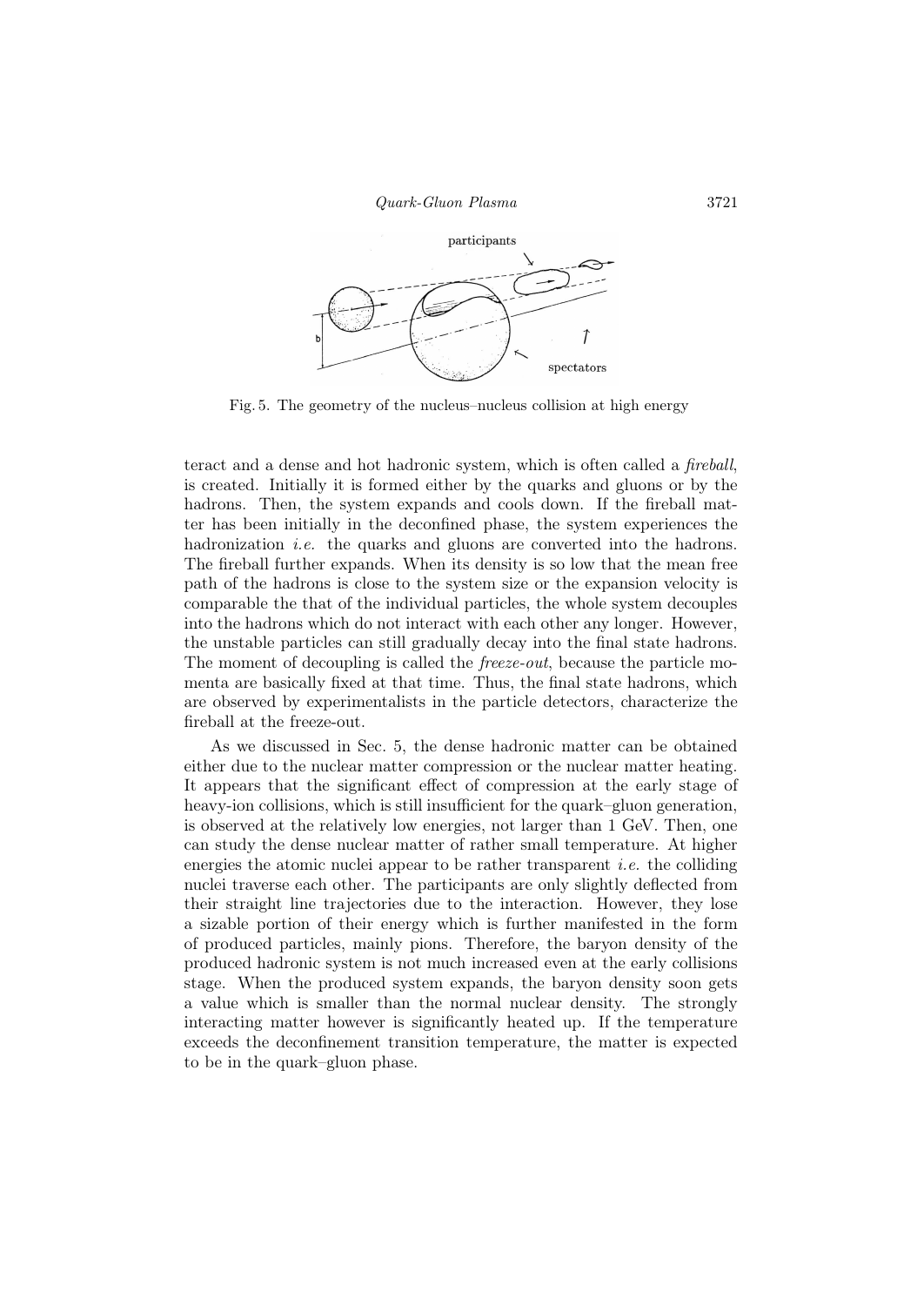Fig. 5. The geometry of the nucleus–nucleus collision at high energy

teract and a dense and hot hadronic system, which is often called a *fireball*, is created. Initially it is formed either by the quarks and gluons or by the hadrons. Then, the system expands and cools down. If the fireball matter has been initially in the deconfined phase, the system experiences the hadronization *i.e.* the quarks and gluons are converted into the hadrons. The fireball further expands. When its density is so low that the mean free path of the hadrons is close to the system size or the expansion velocity is comparable the that of the individual particles, the whole system decouples into the hadrons which do not interact with each other any longer. However, the unstable particles can still gradually decay into the final state hadrons. The moment of decoupling is called the *freeze-out*, because the particle momenta are basically fixed at that time. Thus, the final state hadrons, which are observed by experimentalists in the particle detectors, characterize the fireball at the freeze-out.

As we discussed in Sec. 5, the dense hadronic matter can be obtained either due to the nuclear matter compression or the nuclear matter heating. It appears that the significant effect of compression at the early stage of heavy-ion collisions, which is still insufficient for the quark–gluon generation, is observed at the relatively low energies, not larger than 1 GeV. Then, one can study the dense nuclear matter of rather small temperature. At higher energies the atomic nuclei appear to be rather transparent *i.e.* the colliding nuclei traverse each other. The participants are only slightly deflected from their straight line trajectories due to the interaction. However, they lose a sizable portion of their energy which is further manifested in the form of produced particles, mainly pions. Therefore, the baryon density of the produced hadronic system is not much increased even at the early collisions stage. When the produced system expands, the baryon density soon gets a value which is smaller than the normal nuclear density. The strongly interacting matter however is significantly heated up. If the temperature exceeds the deconfinement transition temperature, the matter is expected to be in the quark–gluon phase.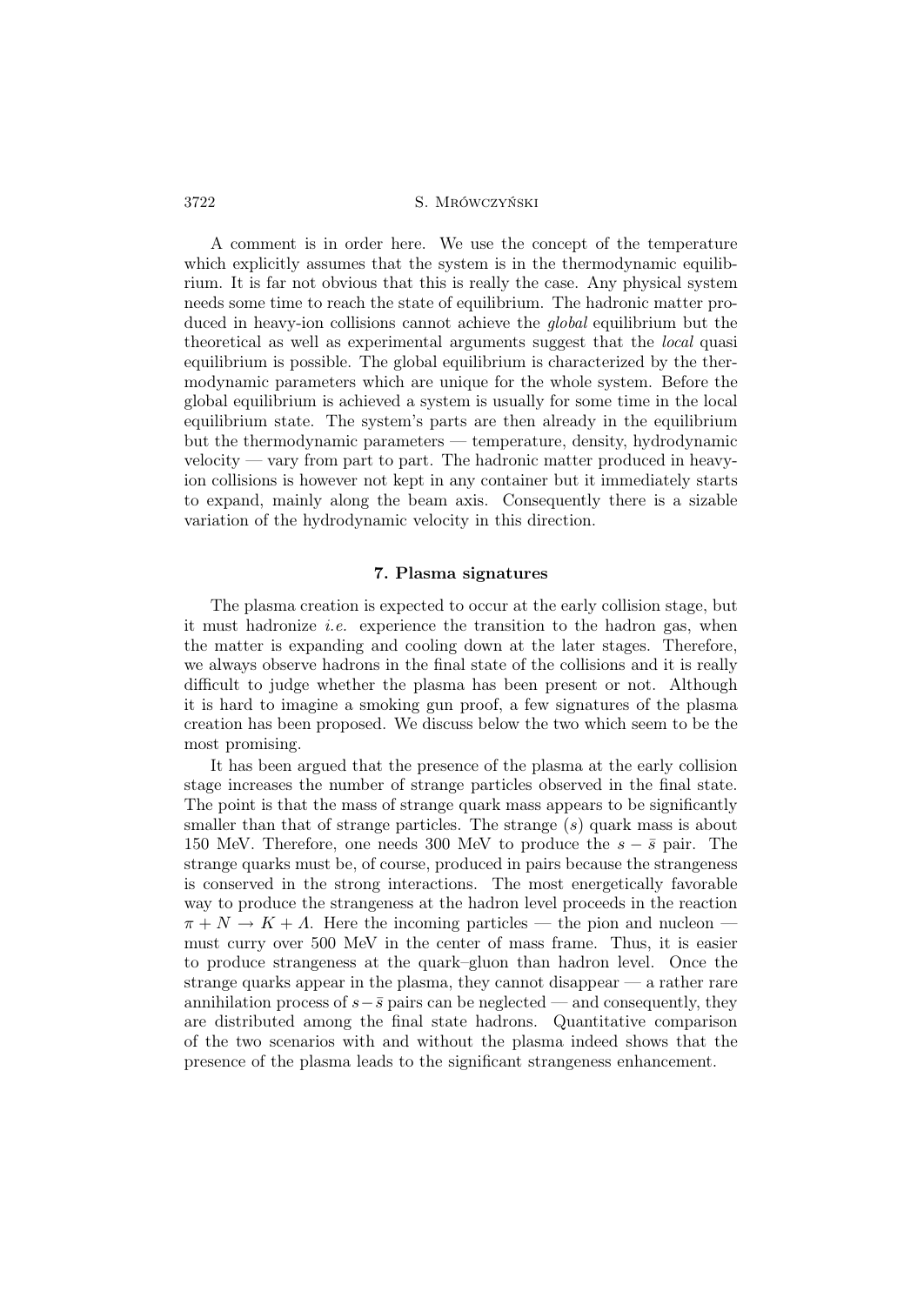A comment is in order here. We use the concept of the temperature which explicitly assumes that the system is in the thermodynamic equilibrium. It is far not obvious that this is really the case. Any physical system needs some time to reach the state of equilibrium. The hadronic matter produced in heavy-ion collisions cannot achieve the *global* equilibrium but the theoretical as well as experimental arguments suggest that the *local* quasi equilibrium is possible. The global equilibrium is characterized by the thermodynamic parameters which are unique for the whole system. Before the global equilibrium is achieved a system is usually for some time in the local equilibrium state. The system's parts are then already in the equilibrium but the thermodynamic parameters — temperature, density, hydrodynamic velocity — vary from part to part. The hadronic matter produced in heavy-ion collisions is however not kept in any container but it immediately starts to expand, mainly along the beam axis. Consequently there is a sizable variation of the hydrodynamic velocity in this direction.

## 7. Plasma signatures

The plasma creation is expected to occur at the early collision stage, but it must hadronize *i.e.* experience the transition to the hadron gas, when the matter is expanding and cooling down at the later stages. Therefore, we always observe hadrons in the final state of the collisions and it is really difficult to judge whether the plasma has been present or not. Although it is hard to imagine a smoking gun proof, a few signatures of the plasma creation has been proposed. We discuss below the two which seem to be the most promising.

It has been argued that the presence of the plasma at the early collision stage increases the number of strange particles observed in the final state. The point is that the mass of strange quark mass appears to be significantly smaller than that of strange particles. The strange ($s$) quark mass is about 150 MeV. Therefore, one needs 300 MeV to produce the $s-\bar{s}$ pair. The strange quarks must be, of course, produced in pairs because the strangeness is conserved in the strong interactions. The most energetically favorable way to produce the strangeness at the hadron level proceeds in the reaction $\pi + N \rightarrow K + \Lambda$. Here the incoming particles — the pion and nucleon — must curry over 500 MeV in the center of mass frame. Thus, it is easier to produce strangeness at the quark–gluon than hadron level. Once the strange quarks appear in the plasma, they cannot disappear — a rather rare annihilation process of $s-\bar{s}$ pairs can be neglected — and consequently, they are distributed among the final state hadrons. Quantitative comparison of the two scenarios with and without the plasma indeed shows that the presence of the plasma leads to the significant strangeness enhancement.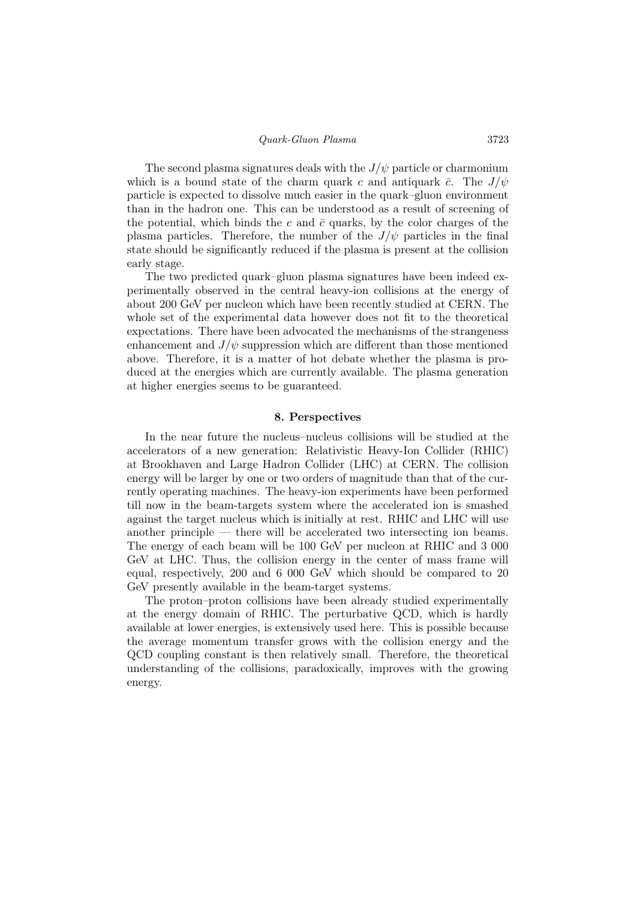The second plasma signatures deals with the $J/\psi$ particle or charmonium which is a bound state of the charm quark $c$ and antiquark $\bar{c}$. The $J/\psi$ particle is expected to dissolve much easier in the quark–gluon environment than in the hadron one. This can be understood as a result of screening of the potential, which binds the $c$ and $\bar{c}$ quarks, by the color charges of the plasma particles. Therefore, the number of the $J/\psi$ particles in the final state should be significantly reduced if the plasma is present at the collision early stage.

The two predicted quark–gluon plasma signatures have been indeed experimentally observed in the central heavy-ion collisions at the energy of about 200 GeV per nucleon which have been recently studied at CERN. The whole set of the experimental data however does not fit to the theoretical expectations. There have been advocated the mechanisms of the strangeness enhancement and $J/\psi$ suppression which are different than those mentioned above. Therefore, it is a matter of hot debate whether the plasma is produced at the energies which are currently available. The plasma generation at higher energies seems to be guaranteed.

## 8. Perspectives

In the near future the nucleus–nucleus collisions will be studied at the accelerators of a new generation: Relativistic Heavy-Ion Collider (RHIC) at Brookhaven and Large Hadron Collider (LHC) at CERN. The collision energy will be larger by one or two orders of magnitude than that of the currently operating machines. The heavy-ion experiments have been performed till now in the beam-targets system where the accelerated ion is smashed against the target nucleus which is initially at rest. RHIC and LHC will use another principle — there will be accelerated two intersecting ion beams. The energy of each beam will be 100 GeV per nucleon at RHIC and 3 000 GeV at LHC. Thus, the collision energy in the center of mass frame will equal, respectively, 200 and 6 000 GeV which should be compared to 20 GeV presently available in the beam-target systems.

The proton–proton collisions have been already studied experimentally at the energy domain of RHIC. The perturbative QCD, which is hardly available at lower energies, is extensively used here. This is possible because the average momentum transfer grows with the collision energy and the QCD coupling constant is then relatively small. Therefore, the theoretical understanding of the collisions, paradoxically, improves with the growing energy.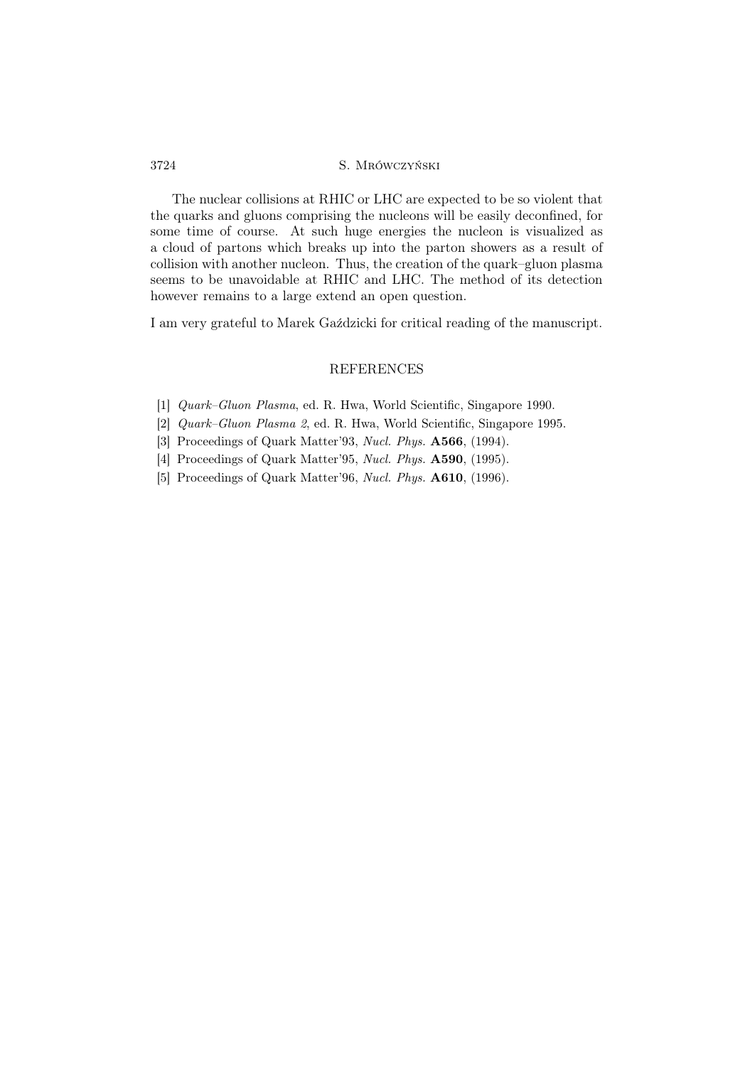The nuclear collisions at RHIC or LHC are expected to be so violent that the quarks and gluons comprising the nucleons will be easily deconfined, for some time of course. At such huge energies the nucleon is visualized as a cloud of partons which breaks up into the parton showers as a result of collision with another nucleon. Thus, the creation of the quark–gluon plasma seems to be unavoidable at RHIC and LHC. The method of its detection however remains to a large extend an open question.

I am very grateful to Marek Gaździcki for critical reading of the manuscript.

## REFERENCES

[1] *Quark–Gluon Plasma*, ed. R. Hwa, World Scientific, Singapore 1990.

[2] *Quark–Gluon Plasma 2*, ed. R. Hwa, World Scientific, Singapore 1995.

[3] Proceedings of Quark Matter'93, *Nucl. Phys.* **A566**, (1994).

[4] Proceedings of Quark Matter'95, *Nucl. Phys.* **A590**, (1995).

[5] Proceedings of Quark Matter'96, *Nucl. Phys.* **A610**, (1996).